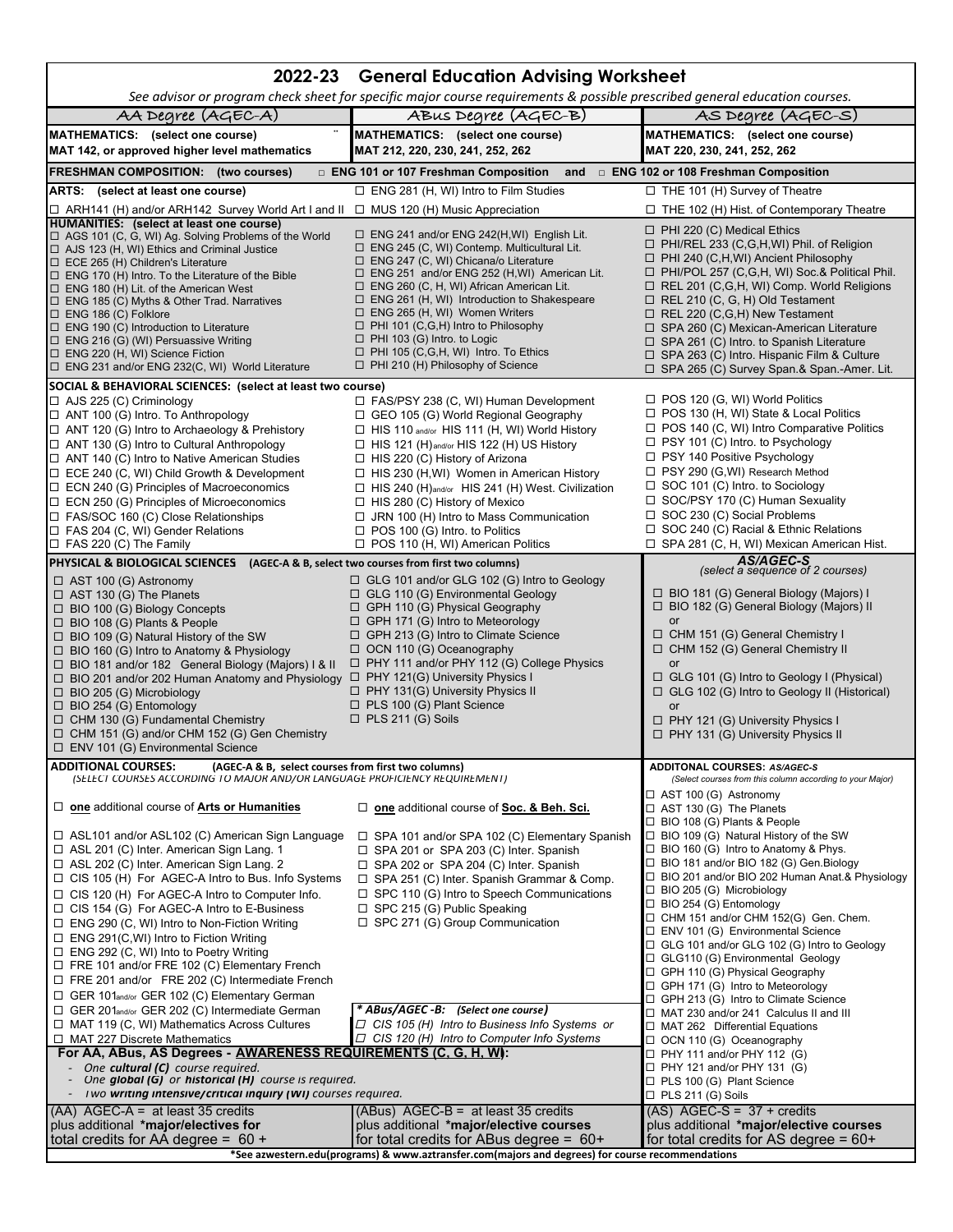# 2022-23 General Education Advising Worksheet

*See advisor or program check sheet for specific major course requirements & possible prescribed general education courses.*

| AA Degree (AGEC-A) | ABus Degree (AGEC-B) | AS Degree (AGEC-S) |
|---|---|---|
| **MATHEMATICS: (select one course)** MAT 142, or approved higher level mathematics | **MATHEMATICS: (select one course)** MAT 212, 220, 230, 241, 252, 262 | **MATHEMATICS: (select one course)** MAT 220, 230, 241, 252, 262 |
| **FRESHMAN COMPOSITION: (two courses)** | □ ENG 101 or 107 Freshman Composition **and** □ ENG 102 or 108 Freshman Composition | |
| **ARTS: (select at least one course)** | □ ENG 281 (H, WI) Intro to Film Studies | □ THE 101 (H) Survey of Theatre |
| □ ARH141 (H) and/or ARH142 Survey World Art I and II | □ MUS 120 (H) Music Appreciation | □ THE 102 (H) Hist. of Contemporary Theatre |
| **HUMANITIES: (select at least one course)**<br>□ AGS 101 (C, G, WI) Ag. Solving Problems of the World<br>□ AJS 123 (H, WI) Ethics and Criminal Justice<br>□ ECE 265 (H) Children's Literature<br>□ ENG 170 (H) Intro. To the Literature of the Bible<br>□ ENG 180 (H) Lit. of the American West<br>□ ENG 185 (C) Myths & Other Trad. Narratives<br>□ ENG 186 (C) Folklore<br>□ ENG 190 (C) Introduction to Literature<br>□ ENG 216 (G) (WI) Persuassive Writing<br>□ ENG 220 (H, WI) Science Fiction<br>□ ENG 231 and/or ENG 232(C, WI) World Literature | □ ENG 241 and/or ENG 242(H,WI) English Lit.<br>□ ENG 245 (C, WI) Contemp. Multicultural Lit.<br>□ ENG 247 (C, WI) Chicana/o Literature<br>□ ENG 251 and/or ENG 252 (H,WI) American Lit.<br>□ ENG 260 (C, H, WI) African American Lit.<br>□ ENG 261 (H, WI) Introduction to Shakespeare<br>□ ENG 265 (H, WI) Women Writers<br>□ PHI 101 (C,G,H) Intro to Philosophy<br>□ PHI 103 (G) Intro. to Logic<br>□ PHI 105 (C,G,H, WI) Intro. To Ethics<br>□ PHI 210 (H) Philosophy of Science | □ PHI 220 (C) Medical Ethics<br>□ PHI/REL 233 (C,G,H,WI) Phil. of Religion<br>□ PHI 240 (C,H,WI) Ancient Philosophy<br>□ PHI/POL 257 (C,G,H, WI) Soc.& Political Phil.<br>□ REL 201 (C,G,H, WI) Comp. World Religions<br>□ REL 210 (C, G, H) Old Testament<br>□ REL 220 (C,G,H) New Testament<br>□ SPA 260 (C) Mexican-American Literature<br>□ SPA 261 (C) Intro. to Spanish Literature<br>□ SPA 263 (C) Intro. Hispanic Film & Culture<br>□ SPA 265 (C) Survey Span.& Span.-Amer. Lit. |
| **SOCIAL & BEHAVIORAL SCIENCES: (select at least two course)**<br>□ AJS 225 (C) Criminology<br>□ ANT 100 (G) Intro. To Anthropology<br>□ ANT 120 (G) Intro to Archaeology & Prehistory<br>□ ANT 130 (G) Intro to Cultural Anthropology<br>□ ANT 140 (C) Intro to Native American Studies<br>□ ECE 240 (C, WI) Child Growth & Development<br>□ ECN 240 (G) Principles of Macroeconomics<br>□ ECN 250 (G) Principles of Microeconomics<br>□ FAS/SOC 160 (C) Close Relationships<br>□ FAS 204 (C, WI) Gender Relations<br>□ FAS 220 (C) The Family | □ FAS/PSY 238 (C, WI) Human Development<br>□ GEO 105 (G) World Regional Geography<br>□ HIS 110 and/or HIS 111 (H, WI) World History<br>□ HIS 121 (H) and/or HIS 122 (H) US History<br>□ HIS 220 (C) History of Arizona<br>□ HIS 230 (H,WI) Women in American History<br>□ HIS 240 (H) and/or HIS 241 (H) West. Civilization<br>□ HIS 280 (C) History of Mexico<br>□ JRN 100 (H) Intro to Mass Communication<br>□ POS 100 (G) Intro. to Politics<br>□ POS 110 (H, WI) American Politics | □ POS 120 (G, WI) World Politics<br>□ POS 130 (H, WI) State & Local Politics<br>□ POS 140 (C, WI) Intro Comparative Politics<br>□ PSY 101 (C) Intro. to Psychology<br>□ PSY 140 Positive Psychology<br>□ PSY 290 (G,WI) Research Method<br>□ SOC 101 (C) Intro. to Sociology<br>□ SOC/PSY 170 (C) Human Sexuality<br>□ SOC 230 (C) Social Problems<br>□ SOC 240 (C) Racial & Ethnic Relations<br>□ SPA 281 (C, H, WI) Mexican American Hist. |
| **PHYSICAL & BIOLOGICAL SCIENCES (AGEC-A & B, select two courses from first two columns)**<br>□ AST 100 (G) Astronomy<br>□ AST 130 (G) The Planets<br>□ BIO 100 (G) Biology Concepts<br>□ BIO 108 (G) Plants & People<br>□ BIO 109 (G) Natural History of the SW<br>□ BIO 160 (G) Intro to Anatomy & Physiology<br>□ BIO 181 and/or 182 General Biology (Majors) I & II<br>□ BIO 201 and/or 202 Human Anatomy and Physiology<br>□ BIO 205 (G) Microbiology<br>□ BIO 254 (G) Entomology<br>□ CHM 130 (G) Fundamental Chemistry<br>□ CHM 151 (G) and/or CHM 152 (G) Gen Chemistry<br>□ ENV 101 (G) Environmental Science | □ GLG 101 and/or GLG 102 (G) Intro to Geology<br>□ GLG 110 (G) Environmental Geology<br>□ GPH 110 (G) Physical Geography<br>□ GPH 171 (G) Intro to Meteorology<br>□ GPH 213 (G) Intro to Climate Science<br>□ OCN 110 (G) Oceanography<br>□ PHY 111 and/or PHY 112 (G) College Physics<br>□ PHY 121(G) University Physics I<br>□ PHY 131(G) University Physics II<br>□ PLS 100 (G) Plant Science<br>□ PLS 211 (G) Soils | ***AS/AGEC-S*** *(select a sequence of 2 courses)*<br>□ BIO 181 (G) General Biology (Majors) I<br>□ BIO 182 (G) General Biology (Majors) II<br>or<br>□ CHM 151 (G) General Chemistry I<br>□ CHM 152 (G) General Chemistry II<br>or<br>□ GLG 101 (G) Intro to Geology I (Physical)<br>□ GLG 102 (G) Intro to Geology II (Historical)<br>or<br>□ PHY 121 (G) University Physics I<br>□ PHY 131 (G) University Physics II |
| **ADDITIONAL COURSES: (AGEC-A & B, select courses from first two columns)**<br>*(SELECT COURSES ACCORDING TO MAJOR AND/OR LANGUAGE PROFICIENCY REQUIREMENT)*<br>□ **one** additional course of **Arts or Humanities**<br>□ ASL101 and/or ASL102 (C) American Sign Language<br>□ ASL 201 (C) Inter. American Sign Lang. 1<br>□ ASL 202 (C) Inter. American Sign Lang. 2<br>□ CIS 105 (H) For AGEC-A Intro to Bus. Info Systems<br>□ CIS 120 (H) For AGEC-A Intro to Computer Info.<br>□ CIS 154 (G) For AGEC-A Intro to E-Business<br>□ ENG 290 (C, WI) Intro to Non-Fiction Writing<br>□ ENG 291(C,WI) Intro to Fiction Writing<br>□ ENG 292 (C, WI) Into to Poetry Writing<br>□ FRE 101 and/or FRE 102 (C) Elementary French<br>□ FRE 201 and/or FRE 202 (C) Intermediate French<br>□ GER 101 and/or GER 102 (C) Elementary German<br>□ GER 201 and/or GER 202 (C) Intermediate German<br>□ MAT 119 (C, WI) Mathematics Across Cultures<br>□ MAT 227 Discrete Mathematics | □ **one** additional course of **Soc. & Beh. Sci.**<br>□ SPA 101 and/or SPA 102 (C) Elementary Spanish<br>□ SPA 201 or SPA 203 (C) Inter. Spanish<br>□ SPA 202 or SPA 204 (C) Inter. Spanish<br>□ SPA 251 (C) Inter. Spanish Grammar & Comp.<br>□ SPC 110 (G) Intro to Speech Communications<br>□ SPC 215 (G) Public Speaking<br>□ SPC 271 (G) Group Communication<br>***\* ABus/AGEC -B: (Select one course)***<br>*□ CIS 105 (H) Intro to Business Info Systems or*<br>*□ CIS 120 (H) Intro to Computer Info Systems* | **ADDITONAL COURSES: *AS/AGEC-S***<br>*(Select courses from this column according to your Major)*<br>□ AST 100 (G) Astronomy<br>□ AST 130 (G) The Planets<br>□ BIO 108 (G) Plants & People<br>□ BIO 109 (G) Natural History of the SW<br>□ BIO 160 (G) Intro to Anatomy & Phys.<br>□ BIO 181 and/or BIO 182 (G) Gen.Biology<br>□ BIO 201 and/or BIO 202 Human Anat.& Physiology<br>□ BIO 205 (G) Microbiology<br>□ BIO 254 (G) Entomology<br>□ CHM 151 and/or CHM 152(G) Gen. Chem.<br>□ ENV 101 (G) Environmental Science<br>□ GLG 101 and/or GLG 102 (G) Intro to Geology<br>□ GLG110 (G) Environmental Geology<br>□ GPH 110 (G) Physical Geography<br>□ GPH 171 (G) Intro to Meteorology<br>□ GPH 213 (G) Intro to Climate Science<br>□ MAT 230 and/or 241 Calculus II and III<br>□ MAT 262 Differential Equations<br>□ OCN 110 (G) Oceanography<br>□ PHY 111 and/or PHY 112 (G)<br>□ PHY 121 and/or PHY 131 (G)<br>□ PLS 100 (G) Plant Science<br>□ PLS 211 (G) Soils |
| **For AA, ABus, AS Degrees - AWARENESS REQUIREMENTS (C, G, H, WI):**<br>- *One **cultural (C)** course required.*<br>- *One **global (G)** or **historical (H)** course is required.*<br>- *Two **writing intensive/critical inquiry (WI)** courses required.* | | |
| (AA) AGEC-A = at least 35 credits plus additional **\*major/electives for** total credits for AA degree = 60 + | (ABus) AGEC-B = at least 35 credits plus additional **\*major/elective courses** for total credits for ABus degree = 60+ | (AS) AGEC-S = 37 + credits plus additional **\*major/elective courses** for total credits for AS degree = 60+ |

**\*See azwestern.edu(programs) & www.aztransfer.com(majors and degrees) for course recommendations**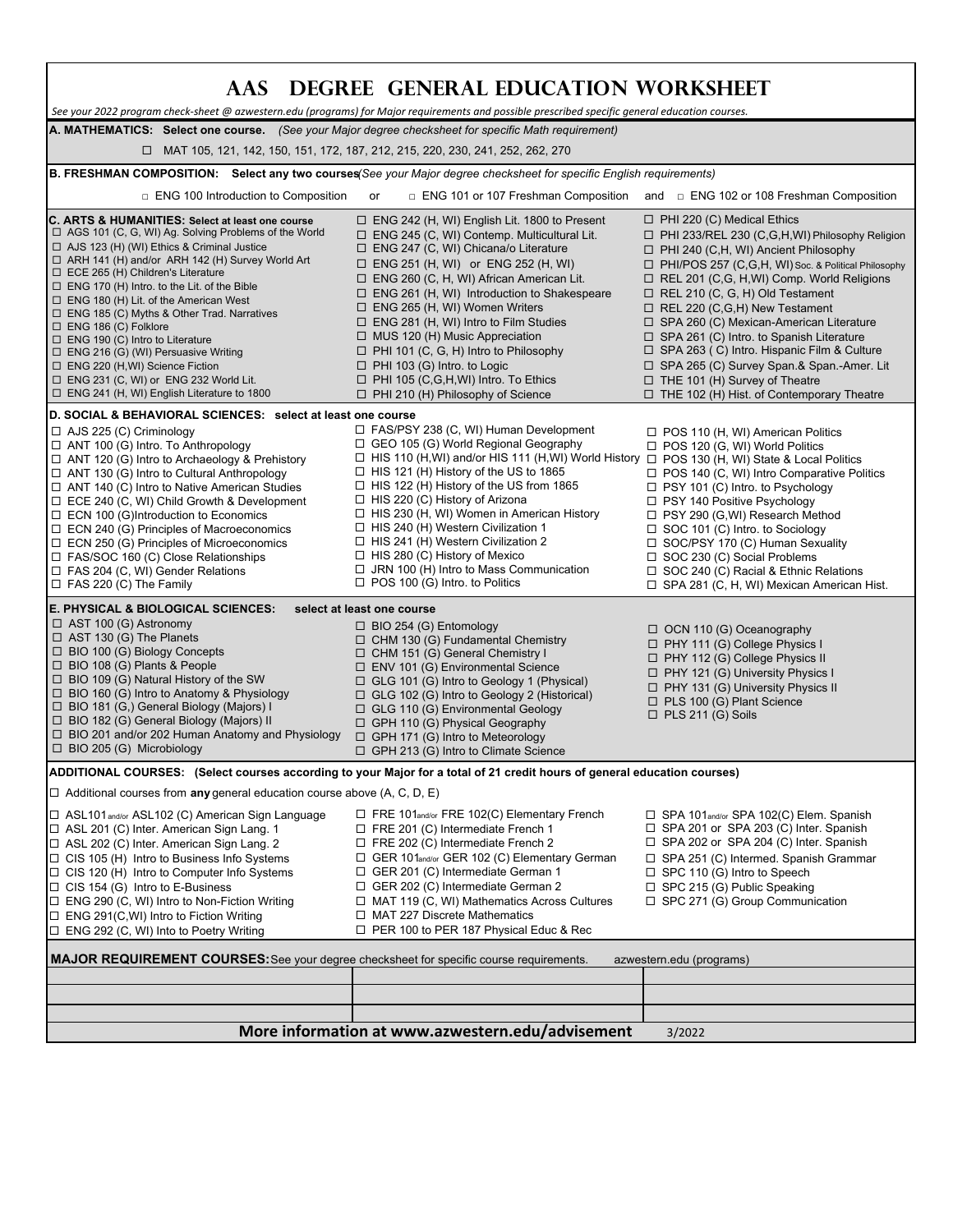# AAS Degree General Education Worksheet

*See your 2022 program check-sheet @ azwestern.edu (programs) for Major requirements and possible prescribed specific general education courses.*

**A. MATHEMATICS: Select one course.** *(See your Major degree checksheet for specific Math requirement)*

☐ MAT 105, 121, 142, 150, 151, 172, 187, 212, 215, 220, 230, 241, 252, 262, 270

**B. FRESHMAN COMPOSITION: Select any two courses** *(See your Major degree checksheet for specific English requirements)*

☐ ENG 100 Introduction to Composition or ☐ ENG 101 or 107 Freshman Composition and ☐ ENG 102 or 108 Freshman Composition

**C. ARTS & HUMANITIES: Select at least one course**

- ☐ AGS 101 (C, G, WI) Ag. Solving Problems of the World
- ☐ AJS 123 (H) (WI) Ethics & Criminal Justice
- ☐ ARH 141 (H) and/or ARH 142 (H) Survey World Art
- ☐ ECE 265 (H) Children's Literature
- ☐ ENG 170 (H) Intro. to the Lit. of the Bible
- ☐ ENG 180 (H) Lit. of the American West
- ☐ ENG 185 (C) Myths & Other Trad. Narratives
- ☐ ENG 186 (C) Folklore
- ☐ ENG 190 (C) Intro to Literature
- ☐ ENG 216 (G) (WI) Persuasive Writing
- ☐ ENG 220 (H,WI) Science Fiction
- ☐ ENG 231 (C, WI) or ENG 232 World Lit.
- ☐ ENG 241 (H, WI) English Literature to 1800
- ☐ ENG 242 (H, WI) English Lit. 1800 to Present
- ☐ ENG 245 (C, WI) Contemp. Multicultural Lit.
- ☐ ENG 247 (C, WI) Chicana/o Literature
- ☐ ENG 251 (H, WI) or ENG 252 (H, WI)
- ☐ ENG 260 (C, H, WI) African American Lit.
- ☐ ENG 261 (H, WI) Introduction to Shakespeare
- ☐ ENG 265 (H, WI) Women Writers
- ☐ ENG 281 (H, WI) Intro to Film Studies
- ☐ MUS 120 (H) Music Appreciation
- ☐ PHI 101 (C, G, H) Intro to Philosophy
- ☐ PHI 103 (G) Intro. to Logic
- ☐ PHI 105 (C,G,H,WI) Intro. To Ethics
- ☐ PHI 210 (H) Philosophy of Science
- ☐ PHI 220 (C) Medical Ethics
- ☐ PHI 233/REL 230 (C,G,H,WI) Philosophy Religion
- ☐ PHI 240 (C,H, WI) Ancient Philosophy
- ☐ PHI/POS 257 (C,G,H, WI) Soc. & Political Philosophy
- ☐ REL 201 (C,G, H,WI) Comp. World Religions
- ☐ REL 210 (C, G, H) Old Testament
- ☐ REL 220 (C,G,H) New Testament
- ☐ SPA 260 (C) Mexican-American Literature
- ☐ SPA 261 (C) Intro. to Spanish Literature
- ☐ SPA 263 ( C) Intro. Hispanic Film & Culture
- ☐ SPA 265 (C) Survey Span.& Span.-Amer. Lit
- ☐ THE 101 (H) Survey of Theatre
- ☐ THE 102 (H) Hist. of Contemporary Theatre

**D. SOCIAL & BEHAVIORAL SCIENCES: select at least one course**

- ☐ AJS 225 (C) Criminology
- ☐ ANT 100 (G) Intro. To Anthropology
- ☐ ANT 120 (G) Intro to Archaeology & Prehistory
- ☐ ANT 130 (G) Intro to Cultural Anthropology
- ☐ ANT 140 (C) Intro to Native American Studies
- ☐ ECE 240 (C, WI) Child Growth & Development
- ☐ ECN 100 (G)Introduction to Economics
- ☐ ECN 240 (G) Principles of Macroeconomics
- ☐ ECN 250 (G) Principles of Microeconomics
- ☐ FAS/SOC 160 (C) Close Relationships
- ☐ FAS 204 (C, WI) Gender Relations
- ☐ FAS 220 (C) The Family
- ☐ FAS/PSY 238 (C, WI) Human Development
- ☐ GEO 105 (G) World Regional Geography
- ☐ HIS 110 (H,WI) and/or HIS 111 (H,WI) World History
- ☐ HIS 121 (H) History of the US to 1865
- ☐ HIS 122 (H) History of the US from 1865
- ☐ HIS 220 (C) History of Arizona
- ☐ HIS 230 (H, WI) Women in American History
- ☐ HIS 240 (H) Western Civilization 1
- ☐ HIS 241 (H) Western Civilization 2
- ☐ HIS 280 (C) History of Mexico
- ☐ JRN 100 (H) Intro to Mass Communication
- ☐ POS 100 (G) Intro. to Politics
- ☐ POS 110 (H, WI) American Politics
- ☐ POS 120 (G, WI) World Politics
- ☐ POS 130 (H, WI) State & Local Politics
- ☐ POS 140 (C, WI) Intro Comparative Politics
- ☐ PSY 101 (C) Intro. to Psychology
- ☐ PSY 140 Positive Psychology
- ☐ PSY 290 (G,WI) Research Method
- ☐ SOC 101 (C) Intro. to Sociology
- ☐ SOC/PSY 170 (C) Human Sexuality
- ☐ SOC 230 (C) Social Problems
- ☐ SOC 240 (C) Racial & Ethnic Relations
- ☐ SPA 281 (C, H, WI) Mexican American Hist.

**E. PHYSICAL & BIOLOGICAL SCIENCES: select at least one course**

- ☐ AST 100 (G) Astronomy
- ☐ AST 130 (G) The Planets
- ☐ BIO 100 (G) Biology Concepts
- ☐ BIO 108 (G) Plants & People
- ☐ BIO 109 (G) Natural History of the SW
- ☐ BIO 160 (G) Intro to Anatomy & Physiology
- ☐ BIO 181 (G,) General Biology (Majors) I
- ☐ BIO 182 (G) General Biology (Majors) II
- ☐ BIO 201 and/or 202 Human Anatomy and Physiology
- ☐ BIO 205 (G) Microbiology
- ☐ BIO 254 (G) Entomology
- ☐ CHM 130 (G) Fundamental Chemistry
- ☐ CHM 151 (G) General Chemistry I
- ☐ ENV 101 (G) Environmental Science
- ☐ GLG 101 (G) Intro to Geology 1 (Physical)
- ☐ GLG 102 (G) Intro to Geology 2 (Historical)
- ☐ GLG 110 (G) Environmental Geology
- ☐ GPH 110 (G) Physical Geography
- ☐ GPH 171 (G) Intro to Meteorology
- ☐ GPH 213 (G) Intro to Climate Science
- ☐ OCN 110 (G) Oceanography
- ☐ PHY 111 (G) College Physics I
- ☐ PHY 112 (G) College Physics II
- ☐ PHY 121 (G) University Physics I
- ☐ PHY 131 (G) University Physics II
- ☐ PLS 100 (G) Plant Science
- ☐ PLS 211 (G) Soils

**ADDITIONAL COURSES: (Select courses according to your Major for a total of 21 credit hours of general education courses)**

☐ Additional courses from **any** general education course above (A, C, D, E)

- ☐ ASL101 and/or ASL102 (C) American Sign Language
- ☐ ASL 201 (C) Inter. American Sign Lang. 1
- ☐ ASL 202 (C) Inter. American Sign Lang. 2
- ☐ CIS 105 (H) Intro to Business Info Systems
- ☐ CIS 120 (H) Intro to Computer Info Systems
- ☐ CIS 154 (G) Intro to E-Business
- ☐ ENG 290 (C, WI) Intro to Non-Fiction Writing
- ☐ ENG 291(C,WI) Intro to Fiction Writing
- ☐ ENG 292 (C, WI) Into to Poetry Writing
- ☐ FRE 101 and/or FRE 102(C) Elementary French
- ☐ FRE 201 (C) Intermediate French 1
- ☐ FRE 202 (C) Intermediate French 2
- ☐ GER 101 and/or GER 102 (C) Elementary German
- ☐ GER 201 (C) Intermediate German 1
- ☐ GER 202 (C) Intermediate German 2
- ☐ MAT 119 (C, WI) Mathematics Across Cultures
- ☐ MAT 227 Discrete Mathematics
- ☐ PER 100 to PER 187 Physical Educ & Rec
- ☐ SPA 101 and/or SPA 102(C) Elem. Spanish
- ☐ SPA 201 or SPA 203 (C) Inter. Spanish
- ☐ SPA 202 or SPA 204 (C) Inter. Spanish
- ☐ SPA 251 (C) Intermed. Spanish Grammar
- ☐ SPC 110 (G) Intro to Speech
- ☐ SPC 215 (G) Public Speaking
- ☐ SPC 271 (G) Group Communication

**MAJOR REQUIREMENT COURSES:** See your degree checksheet for specific course requirements. azwestern.edu (programs)

| | | |
|---|---|---|
| | | |
| | | |
| | | |

**More information at www.azwestern.edu/advisement** 3/2022